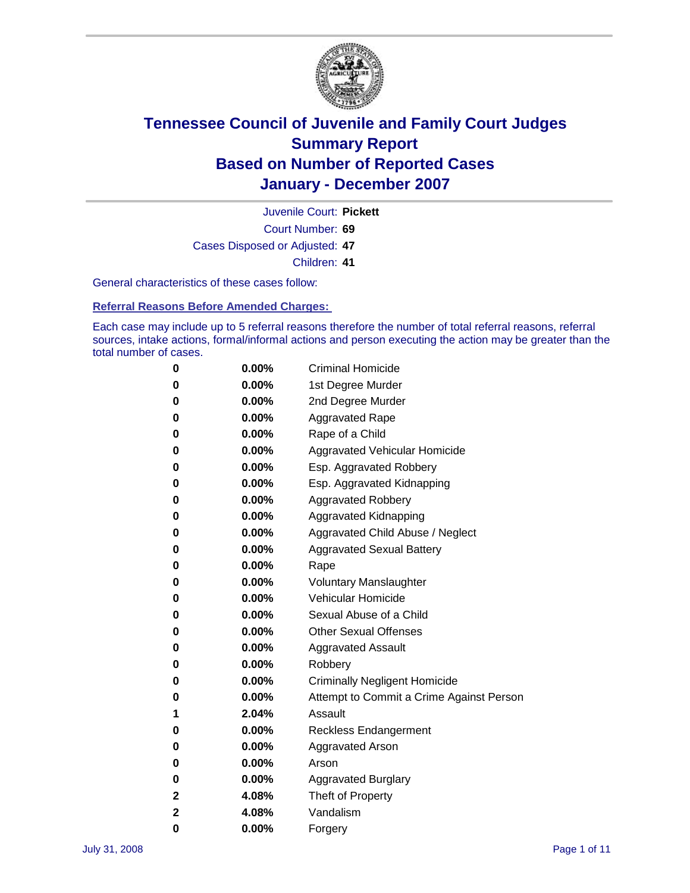# Tennessee Council of Juvenile and Family Court Judges
## Summary Report
## Based on Number of Reported Cases
## January - December 2007

Juvenile Court: **Pickett**
Court Number: **69**
Cases Disposed or Adjusted: **47**
Children: **41**

General characteristics of these cases follow:

### Referral Reasons Before Amended Charges:

Each case may include up to 5 referral reasons therefore the number of total referral reasons, referral sources, intake actions, formal/informal actions and person executing the action may be greater than the total number of cases.

| Count | Percent | Referral Reason |
|---|---|---|
| 0 | 0.00% | Criminal Homicide |
| 0 | 0.00% | 1st Degree Murder |
| 0 | 0.00% | 2nd Degree Murder |
| 0 | 0.00% | Aggravated Rape |
| 0 | 0.00% | Rape of a Child |
| 0 | 0.00% | Aggravated Vehicular Homicide |
| 0 | 0.00% | Esp. Aggravated Robbery |
| 0 | 0.00% | Esp. Aggravated Kidnapping |
| 0 | 0.00% | Aggravated Robbery |
| 0 | 0.00% | Aggravated Kidnapping |
| 0 | 0.00% | Aggravated Child Abuse / Neglect |
| 0 | 0.00% | Aggravated Sexual Battery |
| 0 | 0.00% | Rape |
| 0 | 0.00% | Voluntary Manslaughter |
| 0 | 0.00% | Vehicular Homicide |
| 0 | 0.00% | Sexual Abuse of a Child |
| 0 | 0.00% | Other Sexual Offenses |
| 0 | 0.00% | Aggravated Assault |
| 0 | 0.00% | Robbery |
| 0 | 0.00% | Criminally Negligent Homicide |
| 0 | 0.00% | Attempt to Commit a Crime Against Person |
| 1 | 2.04% | Assault |
| 0 | 0.00% | Reckless Endangerment |
| 0 | 0.00% | Aggravated Arson |
| 0 | 0.00% | Arson |
| 0 | 0.00% | Aggravated Burglary |
| 2 | 4.08% | Theft of Property |
| 2 | 4.08% | Vandalism |
| 0 | 0.00% | Forgery |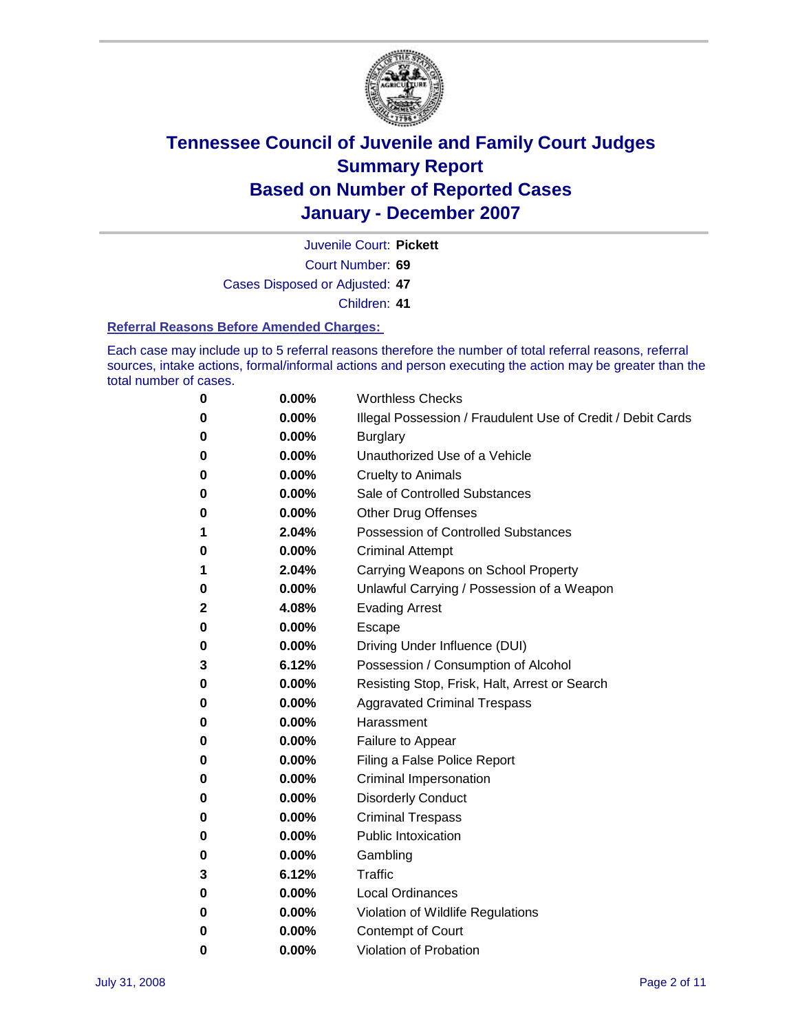# Tennessee Council of Juvenile and Family Court Judges
## Summary Report
## Based on Number of Reported Cases
## January - December 2007

Juvenile Court: **Pickett**

Court Number: **69**

Cases Disposed or Adjusted: **47**

Children: **41**

### Referral Reasons Before Amended Charges:

Each case may include up to 5 referral reasons therefore the number of total referral reasons, referral sources, intake actions, formal/informal actions and person executing the action may be greater than the total number of cases.

| Count | Percent | Referral Reason |
|---|---|---|
| 0 | 0.00% | Worthless Checks |
| 0 | 0.00% | Illegal Possession / Fraudulent Use of Credit / Debit Cards |
| 0 | 0.00% | Burglary |
| 0 | 0.00% | Unauthorized Use of a Vehicle |
| 0 | 0.00% | Cruelty to Animals |
| 0 | 0.00% | Sale of Controlled Substances |
| 0 | 0.00% | Other Drug Offenses |
| 1 | 2.04% | Possession of Controlled Substances |
| 0 | 0.00% | Criminal Attempt |
| 1 | 2.04% | Carrying Weapons on School Property |
| 0 | 0.00% | Unlawful Carrying / Possession of a Weapon |
| 2 | 4.08% | Evading Arrest |
| 0 | 0.00% | Escape |
| 0 | 0.00% | Driving Under Influence (DUI) |
| 3 | 6.12% | Possession / Consumption of Alcohol |
| 0 | 0.00% | Resisting Stop, Frisk, Halt, Arrest or Search |
| 0 | 0.00% | Aggravated Criminal Trespass |
| 0 | 0.00% | Harassment |
| 0 | 0.00% | Failure to Appear |
| 0 | 0.00% | Filing a False Police Report |
| 0 | 0.00% | Criminal Impersonation |
| 0 | 0.00% | Disorderly Conduct |
| 0 | 0.00% | Criminal Trespass |
| 0 | 0.00% | Public Intoxication |
| 0 | 0.00% | Gambling |
| 3 | 6.12% | Traffic |
| 0 | 0.00% | Local Ordinances |
| 0 | 0.00% | Violation of Wildlife Regulations |
| 0 | 0.00% | Contempt of Court |
| 0 | 0.00% | Violation of Probation |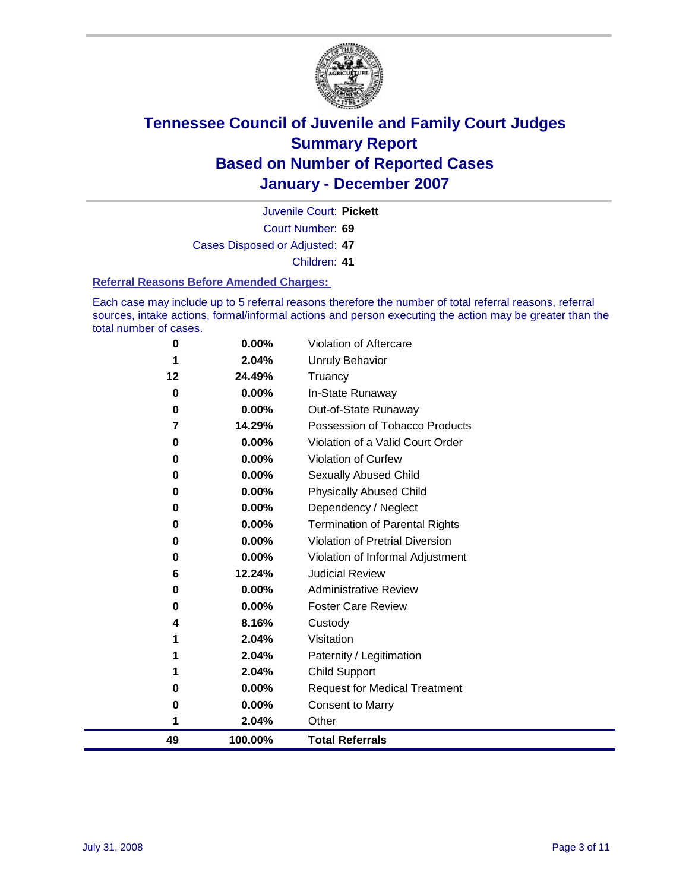# Tennessee Council of Juvenile and Family Court Judges
## Summary Report
## Based on Number of Reported Cases
## January - December 2007

Juvenile Court: **Pickett**
Court Number: **69**
Cases Disposed or Adjusted: **47**
Children: **41**

### Referral Reasons Before Amended Charges:

Each case may include up to 5 referral reasons therefore the number of total referral reasons, referral sources, intake actions, formal/informal actions and person executing the action may be greater than the total number of cases.

| Count | Percent | Referral Reason |
|---|---|---|
| 0 | 0.00% | Violation of Aftercare |
| 1 | 2.04% | Unruly Behavior |
| 12 | 24.49% | Truancy |
| 0 | 0.00% | In-State Runaway |
| 0 | 0.00% | Out-of-State Runaway |
| 7 | 14.29% | Possession of Tobacco Products |
| 0 | 0.00% | Violation of a Valid Court Order |
| 0 | 0.00% | Violation of Curfew |
| 0 | 0.00% | Sexually Abused Child |
| 0 | 0.00% | Physically Abused Child |
| 0 | 0.00% | Dependency / Neglect |
| 0 | 0.00% | Termination of Parental Rights |
| 0 | 0.00% | Violation of Pretrial Diversion |
| 0 | 0.00% | Violation of Informal Adjustment |
| 6 | 12.24% | Judicial Review |
| 0 | 0.00% | Administrative Review |
| 0 | 0.00% | Foster Care Review |
| 4 | 8.16% | Custody |
| 1 | 2.04% | Visitation |
| 1 | 2.04% | Paternity / Legitimation |
| 1 | 2.04% | Child Support |
| 0 | 0.00% | Request for Medical Treatment |
| 0 | 0.00% | Consent to Marry |
| 1 | 2.04% | Other |
| **49** | **100.00%** | **Total Referrals** |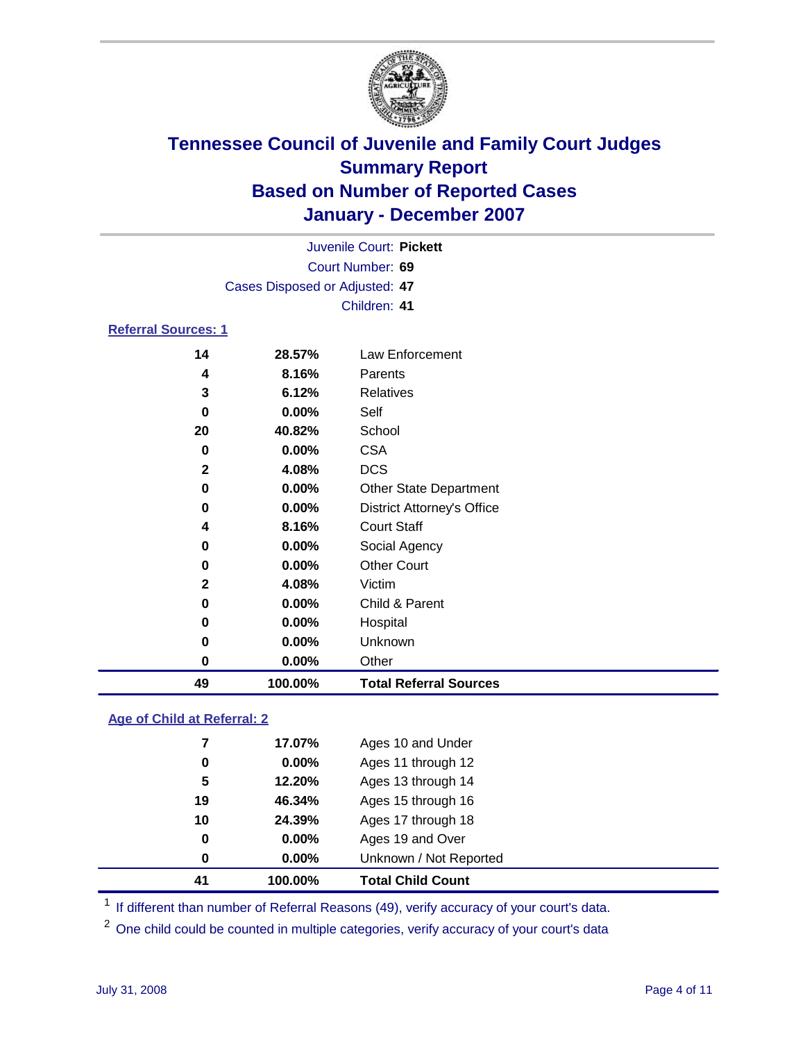# Tennessee Council of Juvenile and Family Court Judges
## Summary Report
## Based on Number of Reported Cases
## January - December 2007

Juvenile Court: **Pickett**
Court Number: **69**
Cases Disposed or Adjusted: **47**
Children: **41**

### Referral Sources: 1

| | | |
|---|---|---|
| 14 | 28.57% | Law Enforcement |
| 4 | 8.16% | Parents |
| 3 | 6.12% | Relatives |
| 0 | 0.00% | Self |
| 20 | 40.82% | School |
| 0 | 0.00% | CSA |
| 2 | 4.08% | DCS |
| 0 | 0.00% | Other State Department |
| 0 | 0.00% | District Attorney's Office |
| 4 | 8.16% | Court Staff |
| 0 | 0.00% | Social Agency |
| 0 | 0.00% | Other Court |
| 2 | 4.08% | Victim |
| 0 | 0.00% | Child & Parent |
| 0 | 0.00% | Hospital |
| 0 | 0.00% | Unknown |
| 0 | 0.00% | Other |
| **49** | **100.00%** | **Total Referral Sources** |

### Age of Child at Referral: 2

| | | |
|---|---|---|
| 7 | 17.07% | Ages 10 and Under |
| 0 | 0.00% | Ages 11 through 12 |
| 5 | 12.20% | Ages 13 through 14 |
| 19 | 46.34% | Ages 15 through 16 |
| 10 | 24.39% | Ages 17 through 18 |
| 0 | 0.00% | Ages 19 and Over |
| 0 | 0.00% | Unknown / Not Reported |
| **41** | **100.00%** | **Total Child Count** |

[1] If different than number of Referral Reasons (49), verify accuracy of your court's data.

[2] One child could be counted in multiple categories, verify accuracy of your court's data

July 31, 2008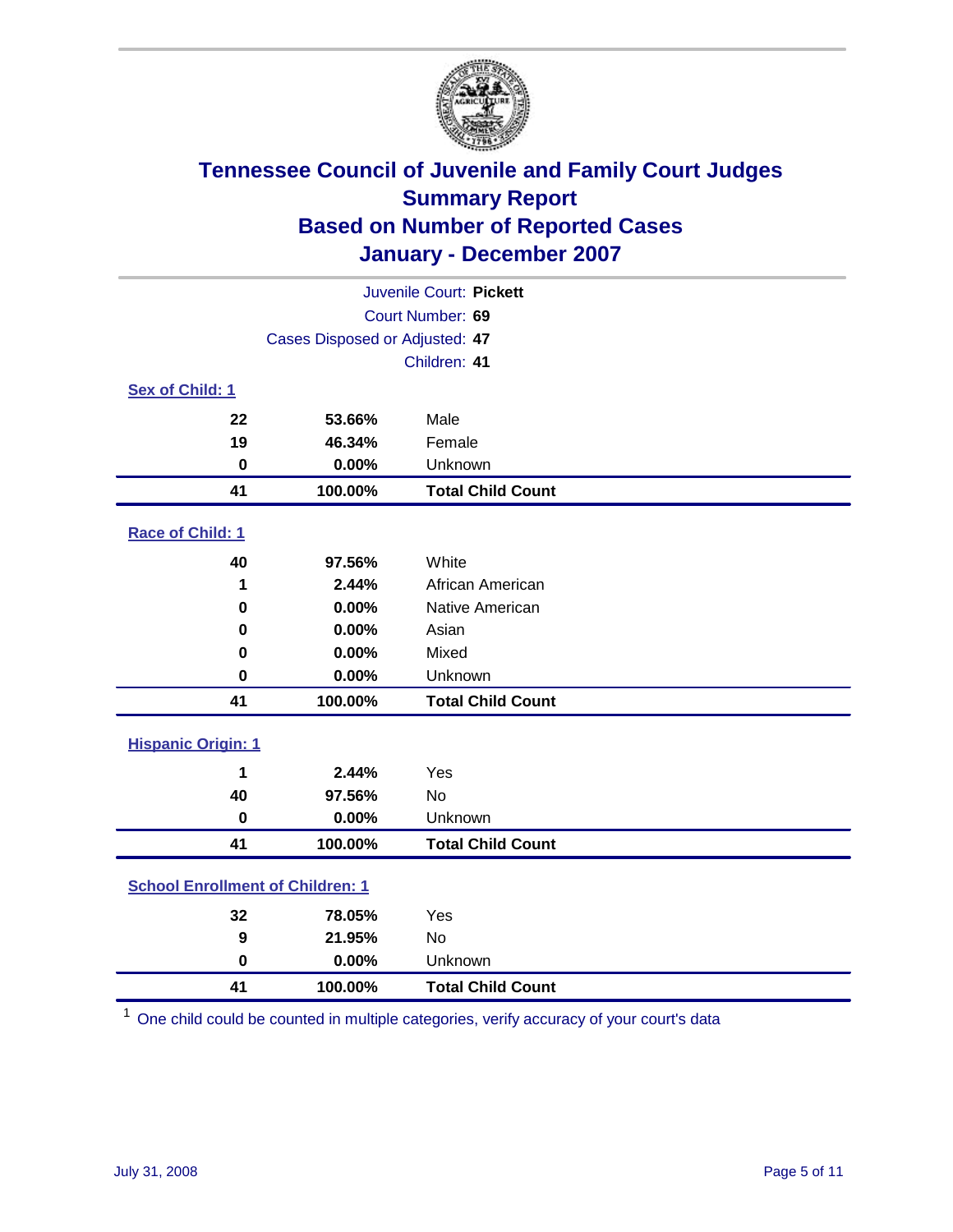# Tennessee Council of Juvenile and Family Court Judges
## Summary Report
## Based on Number of Reported Cases
## January - December 2007

Juvenile Court: **Pickett**
Court Number: **69**
Cases Disposed or Adjusted: **47**
Children: **41**

### Sex of Child: 1

| | | |
|---|---|---|
| **22** | **53.66%** | Male |
| **19** | **46.34%** | Female |
| **0** | **0.00%** | Unknown |
| **41** | **100.00%** | **Total Child Count** |

### Race of Child: 1

| | | |
|---|---|---|
| **40** | **97.56%** | White |
| **1** | **2.44%** | African American |
| **0** | **0.00%** | Native American |
| **0** | **0.00%** | Asian |
| **0** | **0.00%** | Mixed |
| **0** | **0.00%** | Unknown |
| **41** | **100.00%** | **Total Child Count** |

### Hispanic Origin: 1

| | | |
|---|---|---|
| **1** | **2.44%** | Yes |
| **40** | **97.56%** | No |
| **0** | **0.00%** | Unknown |
| **41** | **100.00%** | **Total Child Count** |

### School Enrollment of Children: 1

| | | |
|---|---|---|
| **32** | **78.05%** | Yes |
| **9** | **21.95%** | No |
| **0** | **0.00%** | Unknown |
| **41** | **100.00%** | **Total Child Count** |

[1] One child could be counted in multiple categories, verify accuracy of your court's data

July 31, 2008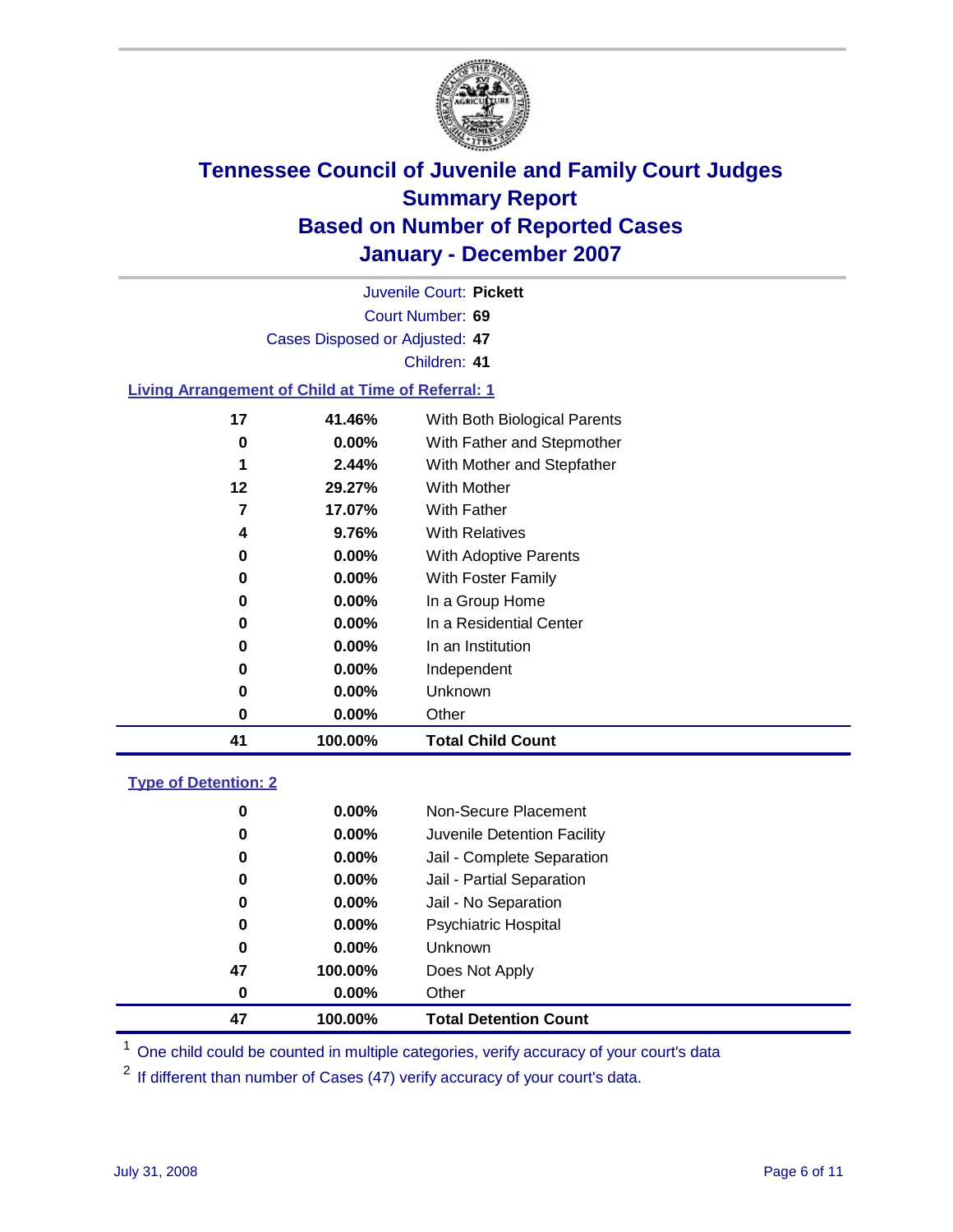# Tennessee Council of Juvenile and Family Court Judges
# Summary Report
# Based on Number of Reported Cases
# January - December 2007

Juvenile Court: **Pickett**

Court Number: **69**

Cases Disposed or Adjusted: **47**

Children: **41**

### Living Arrangement of Child at Time of Referral: 1

| | | |
|---|---|---|
| 17 | 41.46% | With Both Biological Parents |
| 0 | 0.00% | With Father and Stepmother |
| 1 | 2.44% | With Mother and Stepfather |
| 12 | 29.27% | With Mother |
| 7 | 17.07% | With Father |
| 4 | 9.76% | With Relatives |
| 0 | 0.00% | With Adoptive Parents |
| 0 | 0.00% | With Foster Family |
| 0 | 0.00% | In a Group Home |
| 0 | 0.00% | In a Residential Center |
| 0 | 0.00% | In an Institution |
| 0 | 0.00% | Independent |
| 0 | 0.00% | Unknown |
| 0 | 0.00% | Other |
| **41** | **100.00%** | **Total Child Count** |

### Type of Detention: 2

| | | |
|---|---|---|
| 0 | 0.00% | Non-Secure Placement |
| 0 | 0.00% | Juvenile Detention Facility |
| 0 | 0.00% | Jail - Complete Separation |
| 0 | 0.00% | Jail - Partial Separation |
| 0 | 0.00% | Jail - No Separation |
| 0 | 0.00% | Psychiatric Hospital |
| 0 | 0.00% | Unknown |
| 47 | 100.00% | Does Not Apply |
| 0 | 0.00% | Other |
| **47** | **100.00%** | **Total Detention Count** |

[1] One child could be counted in multiple categories, verify accuracy of your court's data

[2] If different than number of Cases (47) verify accuracy of your court's data.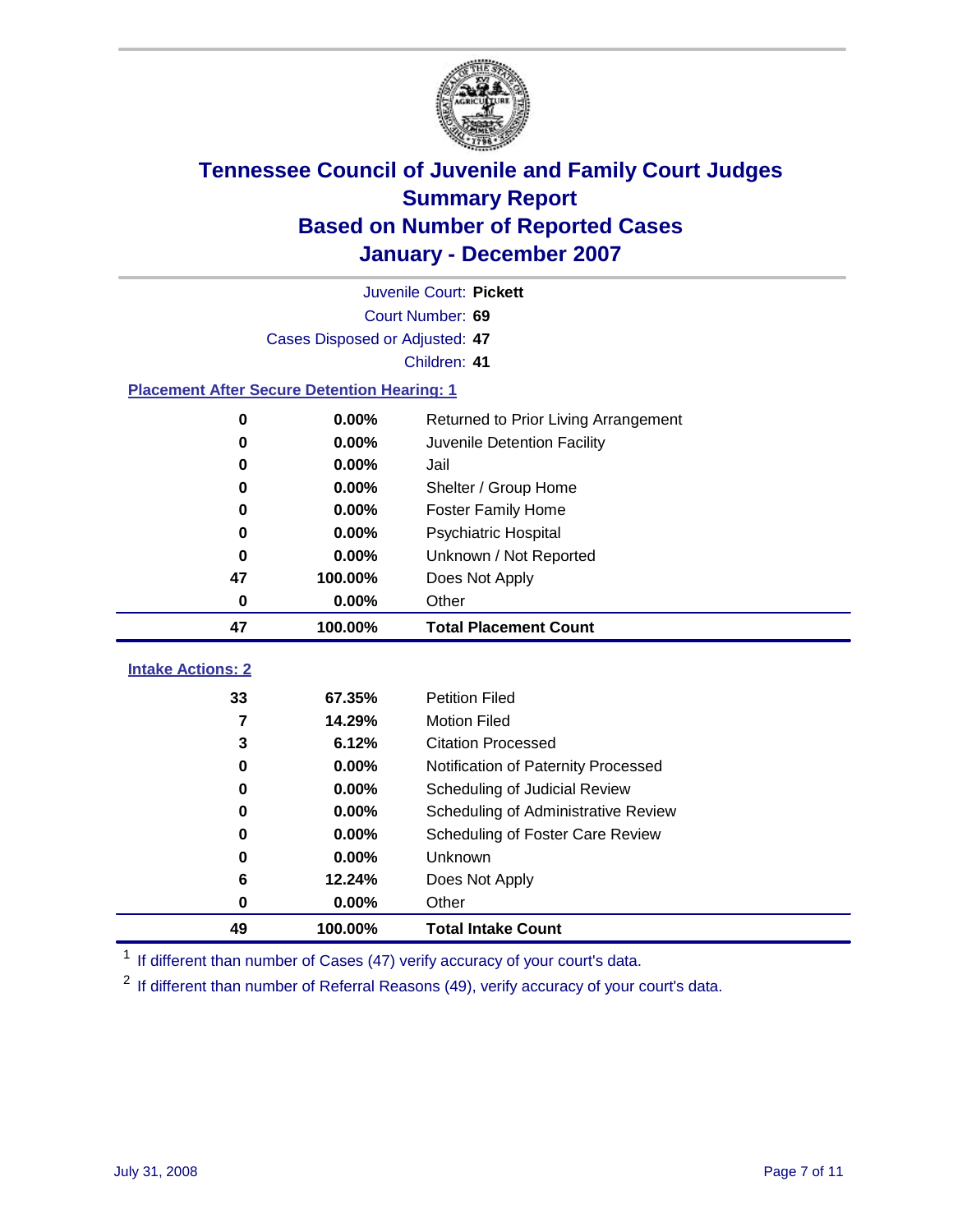# Tennessee Council of Juvenile and Family Court Judges
## Summary Report
## Based on Number of Reported Cases
## January - December 2007

Juvenile Court: **Pickett**

Court Number: **69**

Cases Disposed or Adjusted: **47**

Children: **41**

### Placement After Secure Detention Hearing: 1

| | | |
|---|---|---|
| 0 | 0.00% | Returned to Prior Living Arrangement |
| 0 | 0.00% | Juvenile Detention Facility |
| 0 | 0.00% | Jail |
| 0 | 0.00% | Shelter / Group Home |
| 0 | 0.00% | Foster Family Home |
| 0 | 0.00% | Psychiatric Hospital |
| 0 | 0.00% | Unknown / Not Reported |
| 47 | 100.00% | Does Not Apply |
| 0 | 0.00% | Other |
| **47** | **100.00%** | **Total Placement Count** |

### Intake Actions: 2

| | | |
|---|---|---|
| 33 | 67.35% | Petition Filed |
| 7 | 14.29% | Motion Filed |
| 3 | 6.12% | Citation Processed |
| 0 | 0.00% | Notification of Paternity Processed |
| 0 | 0.00% | Scheduling of Judicial Review |
| 0 | 0.00% | Scheduling of Administrative Review |
| 0 | 0.00% | Scheduling of Foster Care Review |
| 0 | 0.00% | Unknown |
| 6 | 12.24% | Does Not Apply |
| 0 | 0.00% | Other |
| **49** | **100.00%** | **Total Intake Count** |

[1] If different than number of Cases (47) verify accuracy of your court's data.

[2] If different than number of Referral Reasons (49), verify accuracy of your court's data.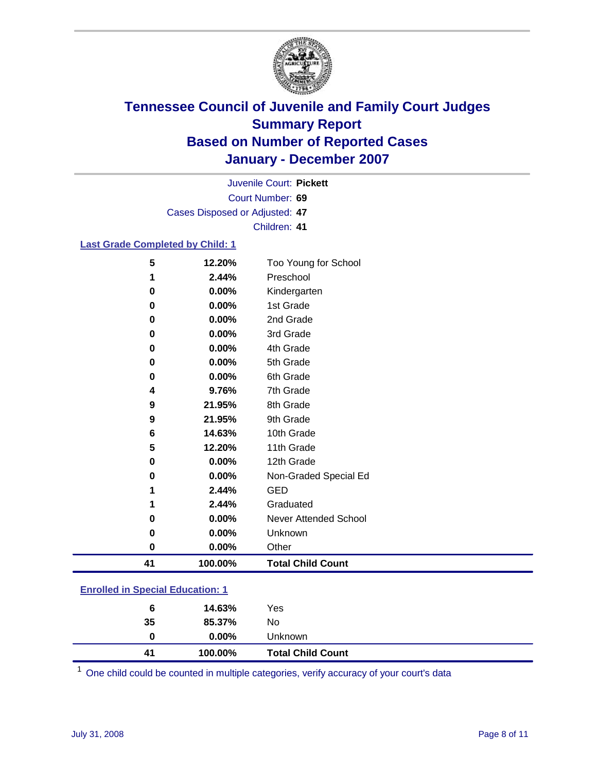# Tennessee Council of Juvenile and Family Court Judges
## Summary Report
## Based on Number of Reported Cases
## January - December 2007

Juvenile Court: **Pickett**
Court Number: **69**
Cases Disposed or Adjusted: **47**
Children: **41**

### Last Grade Completed by Child: 1

| Count | Percent | Category |
|---|---|---|
| 5 | 12.20% | Too Young for School |
| 1 | 2.44% | Preschool |
| 0 | 0.00% | Kindergarten |
| 0 | 0.00% | 1st Grade |
| 0 | 0.00% | 2nd Grade |
| 0 | 0.00% | 3rd Grade |
| 0 | 0.00% | 4th Grade |
| 0 | 0.00% | 5th Grade |
| 0 | 0.00% | 6th Grade |
| 4 | 9.76% | 7th Grade |
| 9 | 21.95% | 8th Grade |
| 9 | 21.95% | 9th Grade |
| 6 | 14.63% | 10th Grade |
| 5 | 12.20% | 11th Grade |
| 0 | 0.00% | 12th Grade |
| 0 | 0.00% | Non-Graded Special Ed |
| 1 | 2.44% | GED |
| 1 | 2.44% | Graduated |
| 0 | 0.00% | Never Attended School |
| 0 | 0.00% | Unknown |
| 0 | 0.00% | Other |
| **41** | **100.00%** | **Total Child Count** |

### Enrolled in Special Education: 1

| Count | Percent | Category |
|---|---|---|
| 6 | 14.63% | Yes |
| 35 | 85.37% | No |
| 0 | 0.00% | Unknown |
| **41** | **100.00%** | **Total Child Count** |

[1] One child could be counted in multiple categories, verify accuracy of your court's data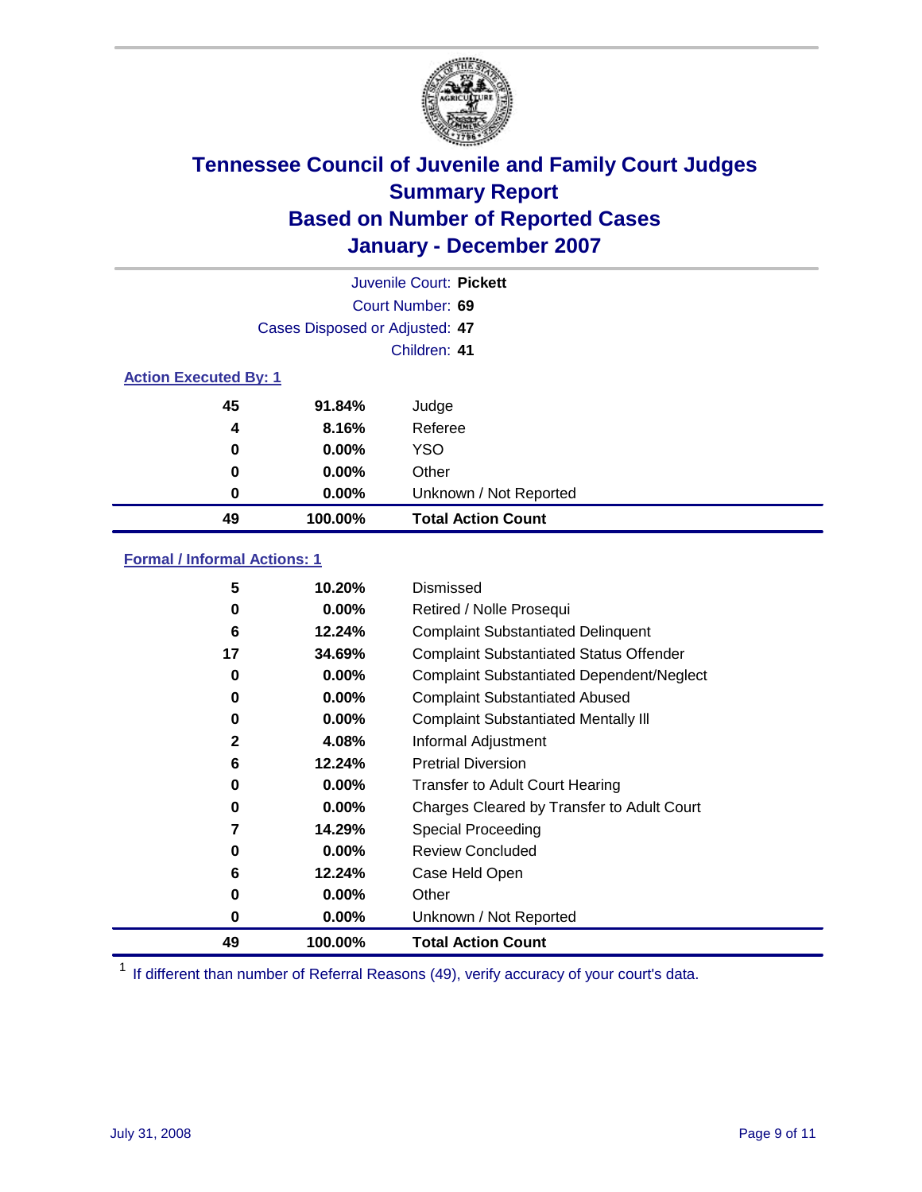# Tennessee Council of Juvenile and Family Court Judges
## Summary Report
## Based on Number of Reported Cases
## January - December 2007

Juvenile Court: **Pickett**

Court Number: **69**

Cases Disposed or Adjusted: **47**

Children: **41**

### Action Executed By: 1

| | | |
|---|---|---|
| 45 | 91.84% | Judge |
| 4 | 8.16% | Referee |
| 0 | 0.00% | YSO |
| 0 | 0.00% | Other |
| 0 | 0.00% | Unknown / Not Reported |
| **49** | **100.00%** | **Total Action Count** |

### Formal / Informal Actions: 1

| | | |
|---|---|---|
| 5 | 10.20% | Dismissed |
| 0 | 0.00% | Retired / Nolle Prosequi |
| 6 | 12.24% | Complaint Substantiated Delinquent |
| 17 | 34.69% | Complaint Substantiated Status Offender |
| 0 | 0.00% | Complaint Substantiated Dependent/Neglect |
| 0 | 0.00% | Complaint Substantiated Abused |
| 0 | 0.00% | Complaint Substantiated Mentally Ill |
| 2 | 4.08% | Informal Adjustment |
| 6 | 12.24% | Pretrial Diversion |
| 0 | 0.00% | Transfer to Adult Court Hearing |
| 0 | 0.00% | Charges Cleared by Transfer to Adult Court |
| 7 | 14.29% | Special Proceeding |
| 0 | 0.00% | Review Concluded |
| 6 | 12.24% | Case Held Open |
| 0 | 0.00% | Other |
| 0 | 0.00% | Unknown / Not Reported |
| **49** | **100.00%** | **Total Action Count** |

[1] If different than number of Referral Reasons (49), verify accuracy of your court's data.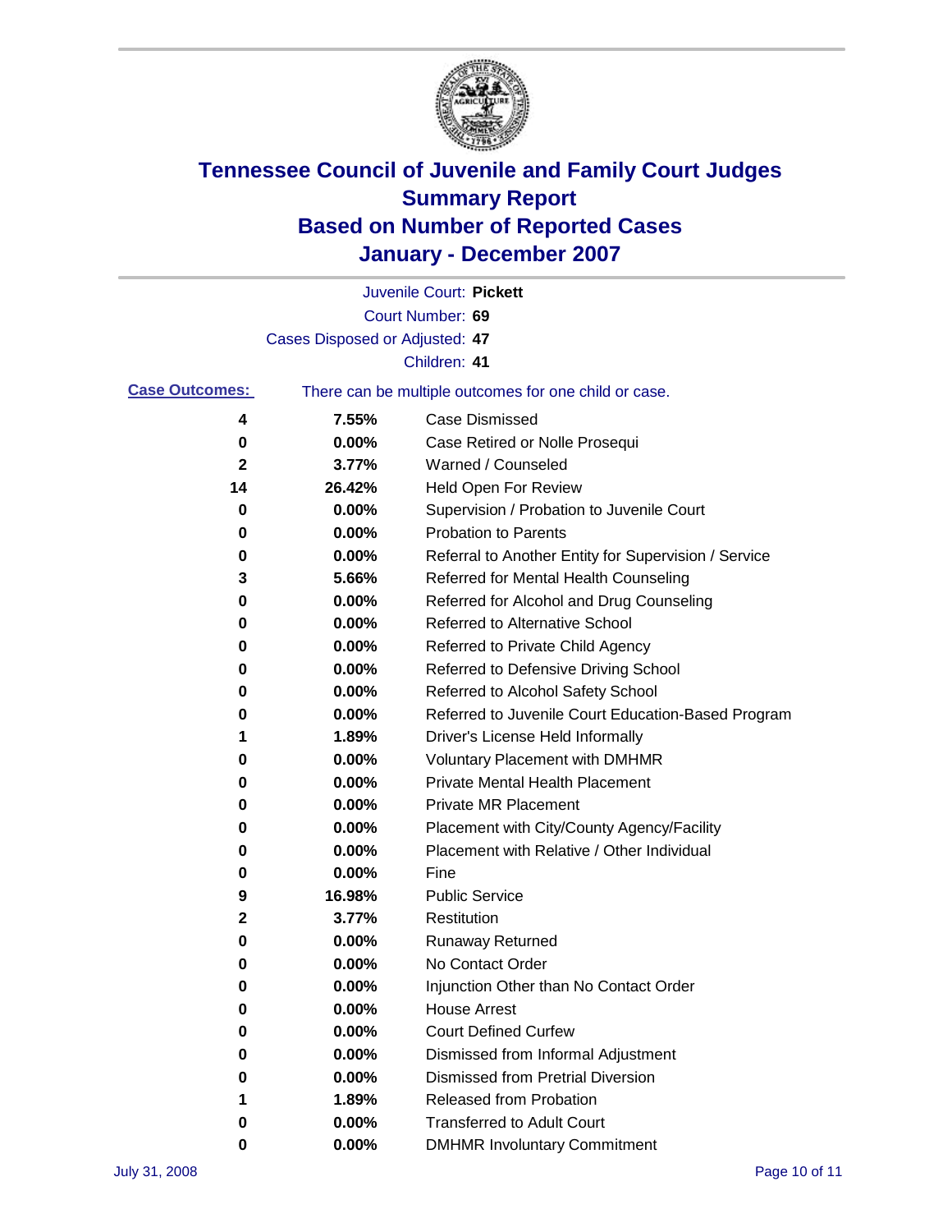# Tennessee Council of Juvenile and Family Court Judges
## Summary Report
## Based on Number of Reported Cases
## January - December 2007

Juvenile Court: **Pickett**
Court Number: **69**
Cases Disposed or Adjusted: **47**
Children: **41**

**Case Outcomes:** There can be multiple outcomes for one child or case.

| | | |
|---|---|---|
| **4** | **7.55%** | Case Dismissed |
| **0** | **0.00%** | Case Retired or Nolle Prosequi |
| **2** | **3.77%** | Warned / Counseled |
| **14** | **26.42%** | Held Open For Review |
| **0** | **0.00%** | Supervision / Probation to Juvenile Court |
| **0** | **0.00%** | Probation to Parents |
| **0** | **0.00%** | Referral to Another Entity for Supervision / Service |
| **3** | **5.66%** | Referred for Mental Health Counseling |
| **0** | **0.00%** | Referred for Alcohol and Drug Counseling |
| **0** | **0.00%** | Referred to Alternative School |
| **0** | **0.00%** | Referred to Private Child Agency |
| **0** | **0.00%** | Referred to Defensive Driving School |
| **0** | **0.00%** | Referred to Alcohol Safety School |
| **0** | **0.00%** | Referred to Juvenile Court Education-Based Program |
| **1** | **1.89%** | Driver's License Held Informally |
| **0** | **0.00%** | Voluntary Placement with DMHMR |
| **0** | **0.00%** | Private Mental Health Placement |
| **0** | **0.00%** | Private MR Placement |
| **0** | **0.00%** | Placement with City/County Agency/Facility |
| **0** | **0.00%** | Placement with Relative / Other Individual |
| **0** | **0.00%** | Fine |
| **9** | **16.98%** | Public Service |
| **2** | **3.77%** | Restitution |
| **0** | **0.00%** | Runaway Returned |
| **0** | **0.00%** | No Contact Order |
| **0** | **0.00%** | Injunction Other than No Contact Order |
| **0** | **0.00%** | House Arrest |
| **0** | **0.00%** | Court Defined Curfew |
| **0** | **0.00%** | Dismissed from Informal Adjustment |
| **0** | **0.00%** | Dismissed from Pretrial Diversion |
| **1** | **1.89%** | Released from Probation |
| **0** | **0.00%** | Transferred to Adult Court |
| **0** | **0.00%** | DMHMR Involuntary Commitment |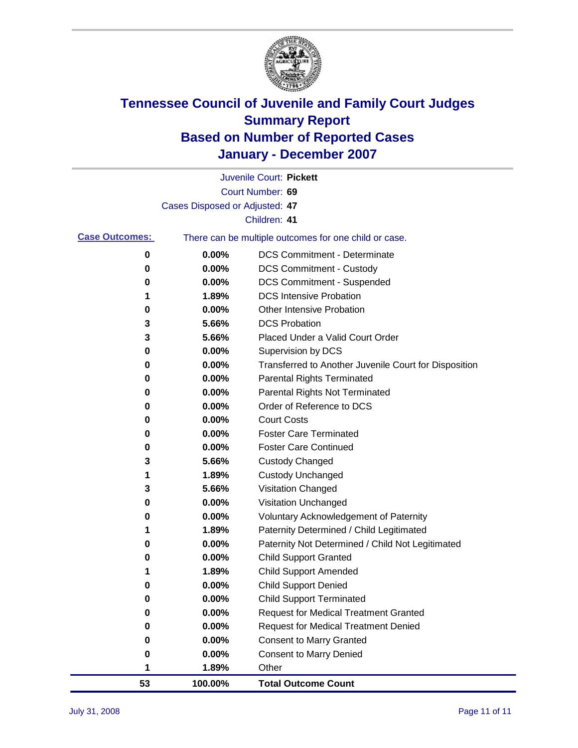# Tennessee Council of Juvenile and Family Court Judges
## Summary Report
## Based on Number of Reported Cases
## January - December 2007

Juvenile Court: **Pickett**

Court Number: **69**

Cases Disposed or Adjusted: **47**

Children: **41**

**Case Outcomes:** There can be multiple outcomes for one child or case.

| | | |
|---|---|---|
| 0 | 0.00% | DCS Commitment - Determinate |
| 0 | 0.00% | DCS Commitment - Custody |
| 0 | 0.00% | DCS Commitment - Suspended |
| 1 | 1.89% | DCS Intensive Probation |
| 0 | 0.00% | Other Intensive Probation |
| 3 | 5.66% | DCS Probation |
| 3 | 5.66% | Placed Under a Valid Court Order |
| 0 | 0.00% | Supervision by DCS |
| 0 | 0.00% | Transferred to Another Juvenile Court for Disposition |
| 0 | 0.00% | Parental Rights Terminated |
| 0 | 0.00% | Parental Rights Not Terminated |
| 0 | 0.00% | Order of Reference to DCS |
| 0 | 0.00% | Court Costs |
| 0 | 0.00% | Foster Care Terminated |
| 0 | 0.00% | Foster Care Continued |
| 3 | 5.66% | Custody Changed |
| 1 | 1.89% | Custody Unchanged |
| 3 | 5.66% | Visitation Changed |
| 0 | 0.00% | Visitation Unchanged |
| 0 | 0.00% | Voluntary Acknowledgement of Paternity |
| 1 | 1.89% | Paternity Determined / Child Legitimated |
| 0 | 0.00% | Paternity Not Determined / Child Not Legitimated |
| 0 | 0.00% | Child Support Granted |
| 1 | 1.89% | Child Support Amended |
| 0 | 0.00% | Child Support Denied |
| 0 | 0.00% | Child Support Terminated |
| 0 | 0.00% | Request for Medical Treatment Granted |
| 0 | 0.00% | Request for Medical Treatment Denied |
| 0 | 0.00% | Consent to Marry Granted |
| 0 | 0.00% | Consent to Marry Denied |
| 1 | 1.89% | Other |
| **53** | **100.00%** | **Total Outcome Count** |